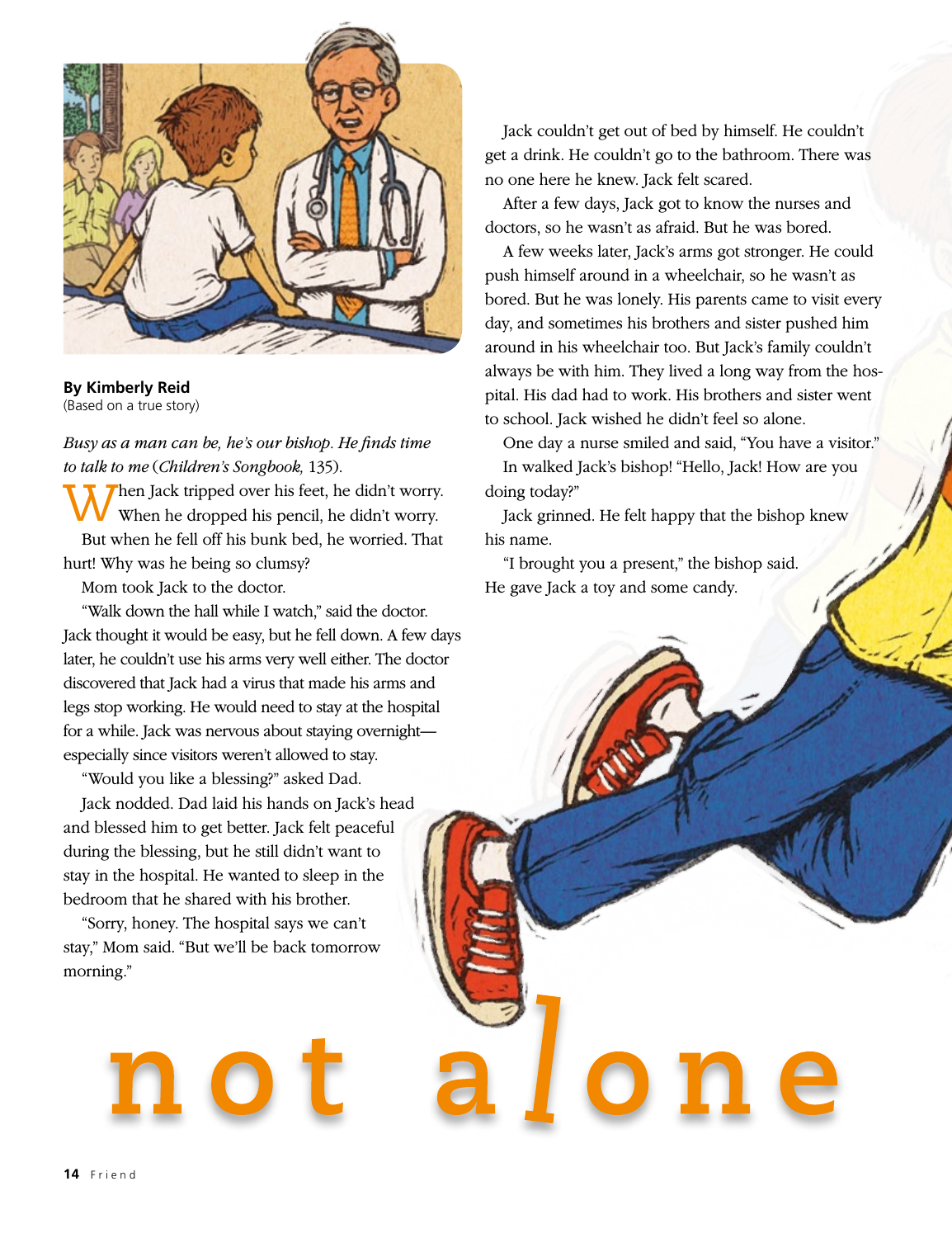# not alone

**By Kimberly Reid**
(Based on a true story)

*Busy as a man can be, he's our bishop. He finds time to talk to me* (*Children's Songbook,* 135).

When Jack tripped over his feet, he didn't worry. When he dropped his pencil, he didn't worry.

But when he fell off his bunk bed, he worried. That hurt! Why was he being so clumsy?

Mom took Jack to the doctor.

"Walk down the hall while I watch," said the doctor. Jack thought it would be easy, but he fell down. A few days later, he couldn't use his arms very well either. The doctor discovered that Jack had a virus that made his arms and legs stop working. He would need to stay at the hospital for a while. Jack was nervous about staying overnight—especially since visitors weren't allowed to stay.

"Would you like a blessing?" asked Dad.

Jack nodded. Dad laid his hands on Jack's head and blessed him to get better. Jack felt peaceful during the blessing, but he still didn't want to stay in the hospital. He wanted to sleep in the bedroom that he shared with his brother.

"Sorry, honey. The hospital says we can't stay," Mom said. "But we'll be back tomorrow morning."

Jack couldn't get out of bed by himself. He couldn't get a drink. He couldn't go to the bathroom. There was no one here he knew. Jack felt scared.

After a few days, Jack got to know the nurses and doctors, so he wasn't as afraid. But he was bored.

A few weeks later, Jack's arms got stronger. He could push himself around in a wheelchair, so he wasn't as bored. But he was lonely. His parents came to visit every day, and sometimes his brothers and sister pushed him around in his wheelchair too. But Jack's family couldn't always be with him. They lived a long way from the hospital. His dad had to work. His brothers and sister went to school. Jack wished he didn't feel so alone.

One day a nurse smiled and said, "You have a visitor."

In walked Jack's bishop! "Hello, Jack! How are you doing today?"

Jack grinned. He felt happy that the bishop knew his name.

"I brought you a present," the bishop said. He gave Jack a toy and some candy.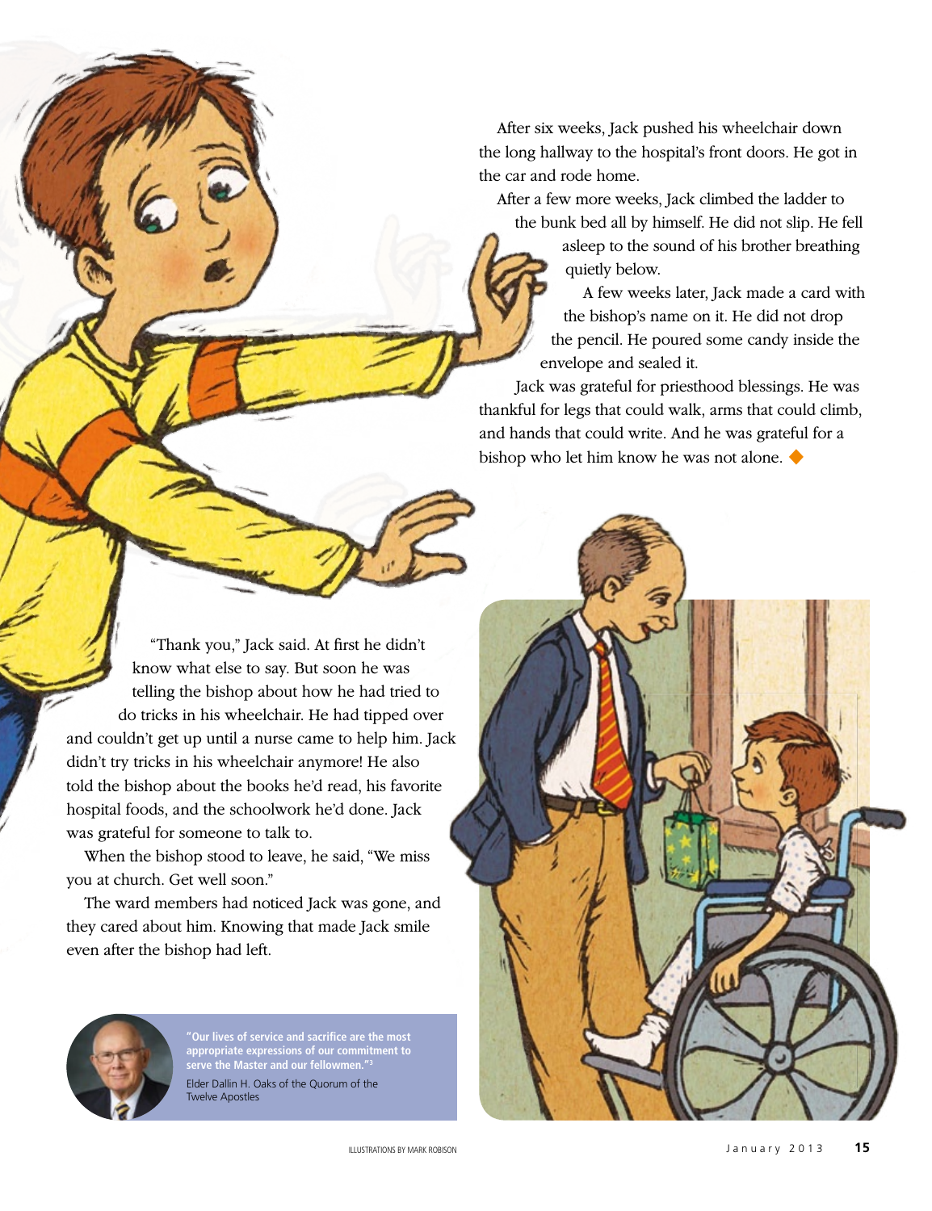"Thank you," Jack said. At first he didn't know what else to say. But soon he was telling the bishop about how he had tried to do tricks in his wheelchair. He had tipped over and couldn't get up until a nurse came to help him. Jack didn't try tricks in his wheelchair anymore! He also told the bishop about the books he'd read, his favorite hospital foods, and the schoolwork he'd done. Jack was grateful for someone to talk to.

When the bishop stood to leave, he said, "We miss you at church. Get well soon."

The ward members had noticed Jack was gone, and they cared about him. Knowing that made Jack smile even after the bishop had left.

After six weeks, Jack pushed his wheelchair down the long hallway to the hospital's front doors. He got in the car and rode home.

After a few more weeks, Jack climbed the ladder to the bunk bed all by himself. He did not slip. He fell asleep to the sound of his brother breathing quietly below.

A few weeks later, Jack made a card with the bishop's name on it. He did not drop the pencil. He poured some candy inside the envelope and sealed it.

Jack was grateful for priesthood blessings. He was thankful for legs that could walk, arms that could climb, and hands that could write. And he was grateful for a bishop who let him know he was not alone. ◆

**"Our lives of service and sacrifice are the most appropriate expressions of our commitment to serve the Master and our fellowmen."[3]**

Elder Dallin H. Oaks of the Quorum of the Twelve Apostles

ILLUSTRATIONS BY MARK ROBISON